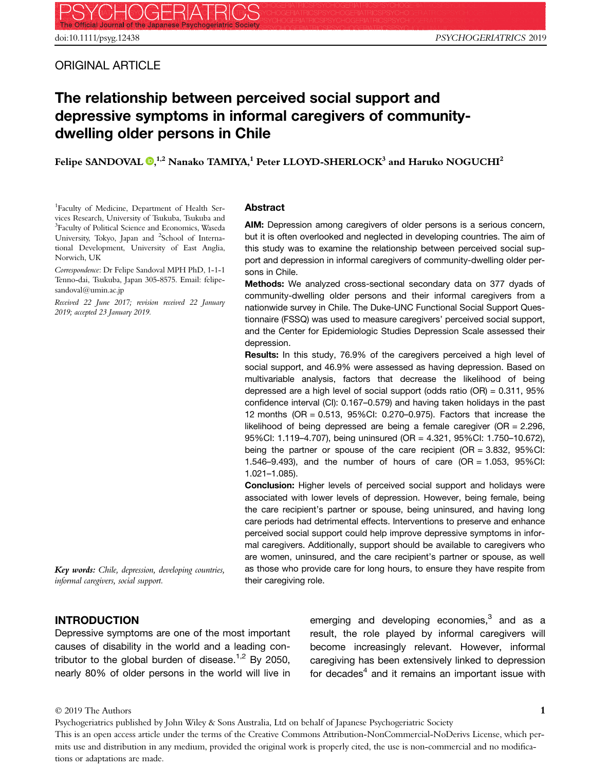ORIGINAL ARTICLE

# The relationship between perceived social support and depressive symptoms in informal caregivers of community-dwelling older persons in Chile

**Felipe SANDOVAL,[1,2] Nanako TAMIYA,[1] Peter LLOYD-SHERLOCK[3] and Haruko NOGUCHI[2]**

[1]Faculty of Medicine, Department of Health Services Research, University of Tsukuba, Tsukuba and [3]Faculty of Political Science and Economics, Waseda University, Tokyo, Japan and [2]School of International Development, University of East Anglia, Norwich, UK

*Correspondence*: Dr Felipe Sandoval MPH PhD, 1-1-1 Tenno-dai, Tsukuba, Japan 305-8575. Email: felipe-sandoval@umin.ac.jp

*Received 22 June 2017; revision received 22 January 2019; accepted 23 January 2019.*

## Abstract

**AIM:** Depression among caregivers of older persons is a serious concern, but it is often overlooked and neglected in developing countries. The aim of this study was to examine the relationship between perceived social support and depression in informal caregivers of community-dwelling older persons in Chile.

**Methods:** We analyzed cross-sectional secondary data on 377 dyads of community-dwelling older persons and their informal caregivers from a nationwide survey in Chile. The Duke-UNC Functional Social Support Questionnaire (FSSQ) was used to measure caregivers' perceived social support, and the Center for Epidemiologic Studies Depression Scale assessed their depression.

**Results:** In this study, 76.9% of the caregivers perceived a high level of social support, and 46.9% were assessed as having depression. Based on multivariable analysis, factors that decrease the likelihood of being depressed are a high level of social support (odds ratio (OR) = 0.311, 95% confidence interval (CI): 0.167–0.579) and having taken holidays in the past 12 months (OR = 0.513, 95%CI: 0.270–0.975). Factors that increase the likelihood of being depressed are being a female caregiver (OR = 2.296, 95%CI: 1.119–4.707), being uninsured (OR = 4.321, 95%CI: 1.750–10.672), being the partner or spouse of the care recipient (OR = 3.832, 95%CI: 1.546–9.493), and the number of hours of care (OR = 1.053, 95%CI: 1.021–1.085).

**Conclusion:** Higher levels of perceived social support and holidays were associated with lower levels of depression. However, being female, being the care recipient's partner or spouse, being uninsured, and having long care periods had detrimental effects. Interventions to preserve and enhance perceived social support could help improve depressive symptoms in informal caregivers. Additionally, support should be available to caregivers who are women, uninsured, and the care recipient's partner or spouse, as well as those who provide care for long hours, to ensure they have respite from their caregiving role.

***Key words:*** *Chile, depression, developing countries, informal caregivers, social support.*

## INTRODUCTION

Depressive symptoms are one of the most important causes of disability in the world and a leading contributor to the global burden of disease.[1,2] By 2050, nearly 80% of older persons in the world will live in emerging and developing economies,[3] and as a result, the role played by informal caregivers will become increasingly relevant. However, informal caregiving has been extensively linked to depression for decades[4] and it remains an important issue with

© 2019 The Authors

Psychogeriatrics published by John Wiley & Sons Australia, Ltd on behalf of Japanese Psychogeriatric Society

This is an open access article under the terms of the Creative Commons Attribution-NonCommercial-NoDerivs License, which permits use and distribution in any medium, provided the original work is properly cited, the use is non-commercial and no modifications or adaptations are made.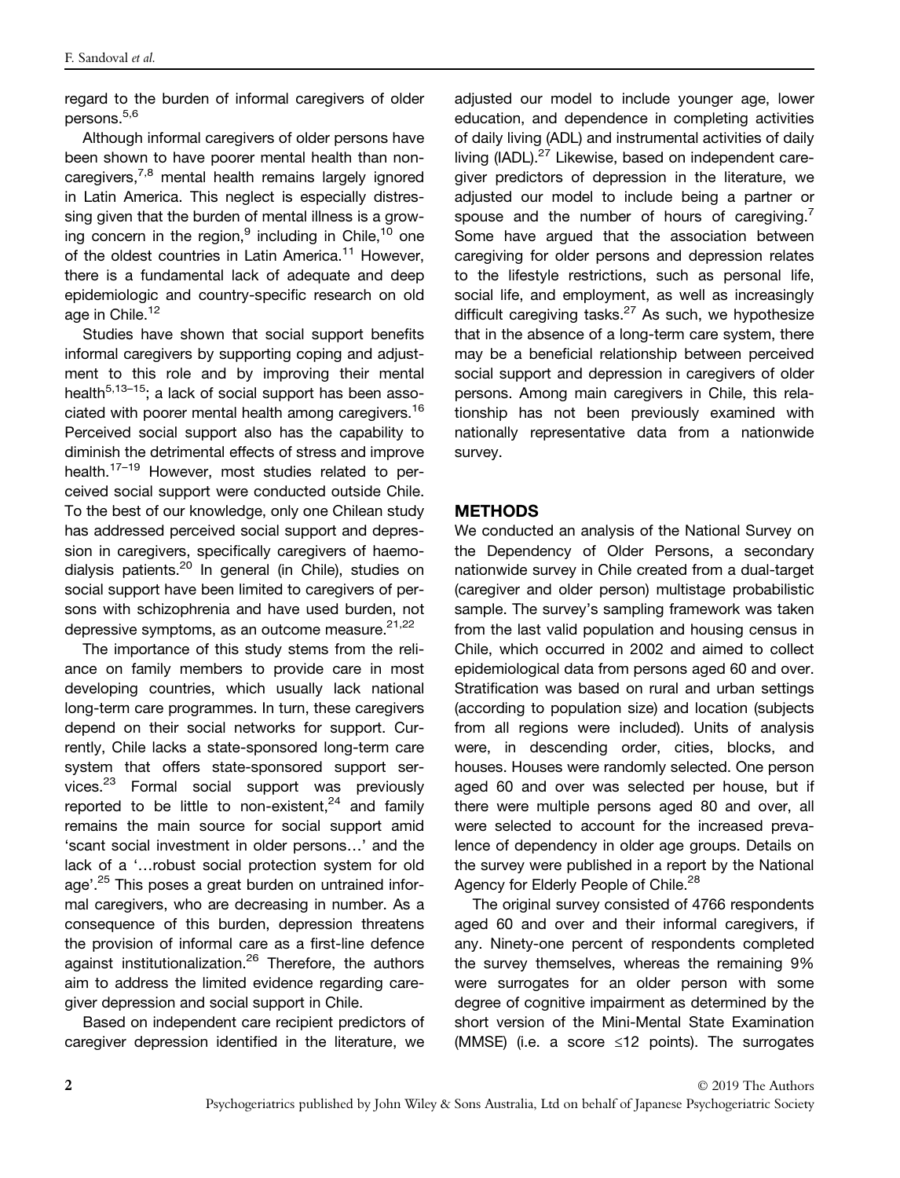regard to the burden of informal caregivers of older persons.[5,6]

Although informal caregivers of older persons have been shown to have poorer mental health than non-caregivers,[7,8] mental health remains largely ignored in Latin America. This neglect is especially distressing given that the burden of mental illness is a growing concern in the region,[9] including in Chile,[10] one of the oldest countries in Latin America.[11] However, there is a fundamental lack of adequate and deep epidemiologic and country-specific research on old age in Chile.[12]

Studies have shown that social support benefits informal caregivers by supporting coping and adjustment to this role and by improving their mental health[5,13–15]; a lack of social support has been associated with poorer mental health among caregivers.[16] Perceived social support also has the capability to diminish the detrimental effects of stress and improve health.[17–19] However, most studies related to perceived social support were conducted outside Chile. To the best of our knowledge, only one Chilean study has addressed perceived social support and depression in caregivers, specifically caregivers of haemodialysis patients.[20] In general (in Chile), studies on social support have been limited to caregivers of persons with schizophrenia and have used burden, not depressive symptoms, as an outcome measure.[21,22]

The importance of this study stems from the reliance on family members to provide care in most developing countries, which usually lack national long-term care programmes. In turn, these caregivers depend on their social networks for support. Currently, Chile lacks a state-sponsored long-term care system that offers state-sponsored support services.[23] Formal social support was previously reported to be little to non-existent,[24] and family remains the main source for social support amid 'scant social investment in older persons…' and the lack of a '…robust social protection system for old age'.[25] This poses a great burden on untrained informal caregivers, who are decreasing in number. As a consequence of this burden, depression threatens the provision of informal care as a first-line defence against institutionalization.[26] Therefore, the authors aim to address the limited evidence regarding caregiver depression and social support in Chile.

Based on independent care recipient predictors of caregiver depression identified in the literature, we adjusted our model to include younger age, lower education, and dependence in completing activities of daily living (ADL) and instrumental activities of daily living (IADL).[27] Likewise, based on independent caregiver predictors of depression in the literature, we adjusted our model to include being a partner or spouse and the number of hours of caregiving.[7] Some have argued that the association between caregiving for older persons and depression relates to the lifestyle restrictions, such as personal life, social life, and employment, as well as increasingly difficult caregiving tasks.[27] As such, we hypothesize that in the absence of a long-term care system, there may be a beneficial relationship between perceived social support and depression in caregivers of older persons. Among main caregivers in Chile, this relationship has not been previously examined with nationally representative data from a nationwide survey.

## METHODS

We conducted an analysis of the National Survey on the Dependency of Older Persons, a secondary nationwide survey in Chile created from a dual-target (caregiver and older person) multistage probabilistic sample. The survey's sampling framework was taken from the last valid population and housing census in Chile, which occurred in 2002 and aimed to collect epidemiological data from persons aged 60 and over. Stratification was based on rural and urban settings (according to population size) and location (subjects from all regions were included). Units of analysis were, in descending order, cities, blocks, and houses. Houses were randomly selected. One person aged 60 and over was selected per house, but if there were multiple persons aged 80 and over, all were selected to account for the increased prevalence of dependency in older age groups. Details on the survey were published in a report by the National Agency for Elderly People of Chile.[28]

The original survey consisted of 4766 respondents aged 60 and over and their informal caregivers, if any. Ninety-one percent of respondents completed the survey themselves, whereas the remaining 9% were surrogates for an older person with some degree of cognitive impairment as determined by the short version of the Mini-Mental State Examination (MMSE) (i.e. a score ≤12 points). The surrogates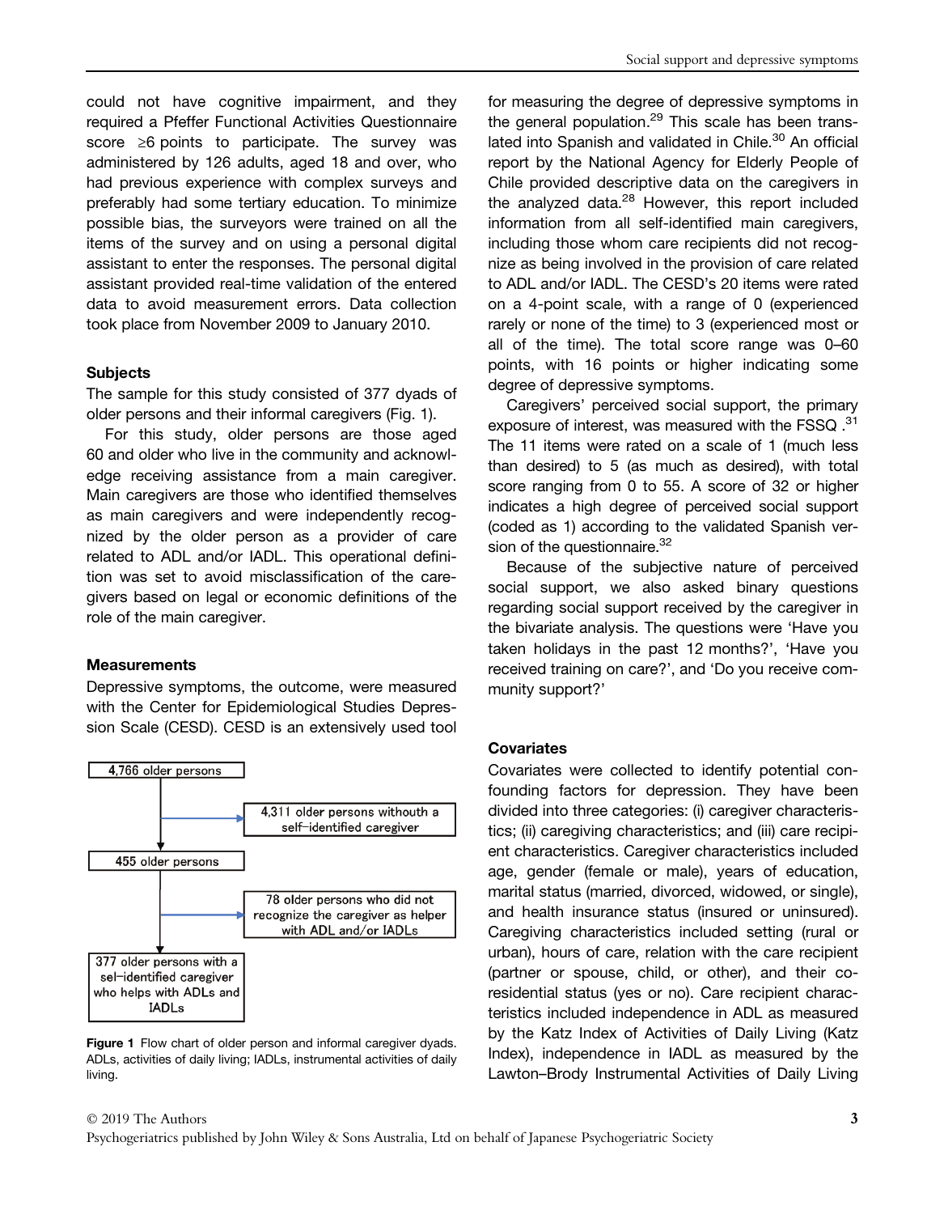could not have cognitive impairment, and they required a Pfeffer Functional Activities Questionnaire score ≥6 points to participate. The survey was administered by 126 adults, aged 18 and over, who had previous experience with complex surveys and preferably had some tertiary education. To minimize possible bias, the surveyors were trained on all the items of the survey and on using a personal digital assistant to enter the responses. The personal digital assistant provided real-time validation of the entered data to avoid measurement errors. Data collection took place from November 2009 to January 2010.

### Subjects

The sample for this study consisted of 377 dyads of older persons and their informal caregivers (Fig. 1).

For this study, older persons are those aged 60 and older who live in the community and acknowledge receiving assistance from a main caregiver. Main caregivers are those who identified themselves as main caregivers and were independently recognized by the older person as a provider of care related to ADL and/or IADL. This operational definition was set to avoid misclassification of the caregivers based on legal or economic definitions of the role of the main caregiver.

### Measurements

Depressive symptoms, the outcome, were measured with the Center for Epidemiological Studies Depression Scale (CESD). CESD is an extensively used tool for measuring the degree of depressive symptoms in the general population.[29] This scale has been translated into Spanish and validated in Chile.[30] An official report by the National Agency for Elderly People of Chile provided descriptive data on the caregivers in the analyzed data.[28] However, this report included information from all self-identified main caregivers, including those whom care recipients did not recognize as being involved in the provision of care related to ADL and/or IADL. The CESD's 20 items were rated on a 4-point scale, with a range of 0 (experienced rarely or none of the time) to 3 (experienced most or all of the time). The total score range was 0–60 points, with 16 points or higher indicating some degree of depressive symptoms.

Caregivers' perceived social support, the primary exposure of interest, was measured with the FSSQ.[31] The 11 items were rated on a scale of 1 (much less than desired) to 5 (as much as desired), with total score ranging from 0 to 55. A score of 32 or higher indicates a high degree of perceived social support (coded as 1) according to the validated Spanish version of the questionnaire.[32]

Because of the subjective nature of perceived social support, we also asked binary questions regarding social support received by the caregiver in the bivariate analysis. The questions were 'Have you taken holidays in the past 12 months?', 'Have you received training on care?', and 'Do you receive community support?'

4,766 older persons → 4,311 older persons withouth a self–identified caregiver

455 older persons → 78 older persons who did not recognize the caregiver as helper with ADL and/or IADLs

377 older persons with a sel–identified caregiver who helps with ADLs and IADLs

**Figure 1** Flow chart of older person and informal caregiver dyads. ADLs, activities of daily living; IADLs, instrumental activities of daily living.

### Covariates

Covariates were collected to identify potential confounding factors for depression. They have been divided into three categories: (i) caregiver characteristics; (ii) caregiving characteristics; and (iii) care recipient characteristics. Caregiver characteristics included age, gender (female or male), years of education, marital status (married, divorced, widowed, or single), and health insurance status (insured or uninsured). Caregiving characteristics included setting (rural or urban), hours of care, relation with the care recipient (partner or spouse, child, or other), and their coresidential status (yes or no). Care recipient characteristics included independence in ADL as measured by the Katz Index of Activities of Daily Living (Katz Index), independence in IADL as measured by the Lawton–Brody Instrumental Activities of Daily Living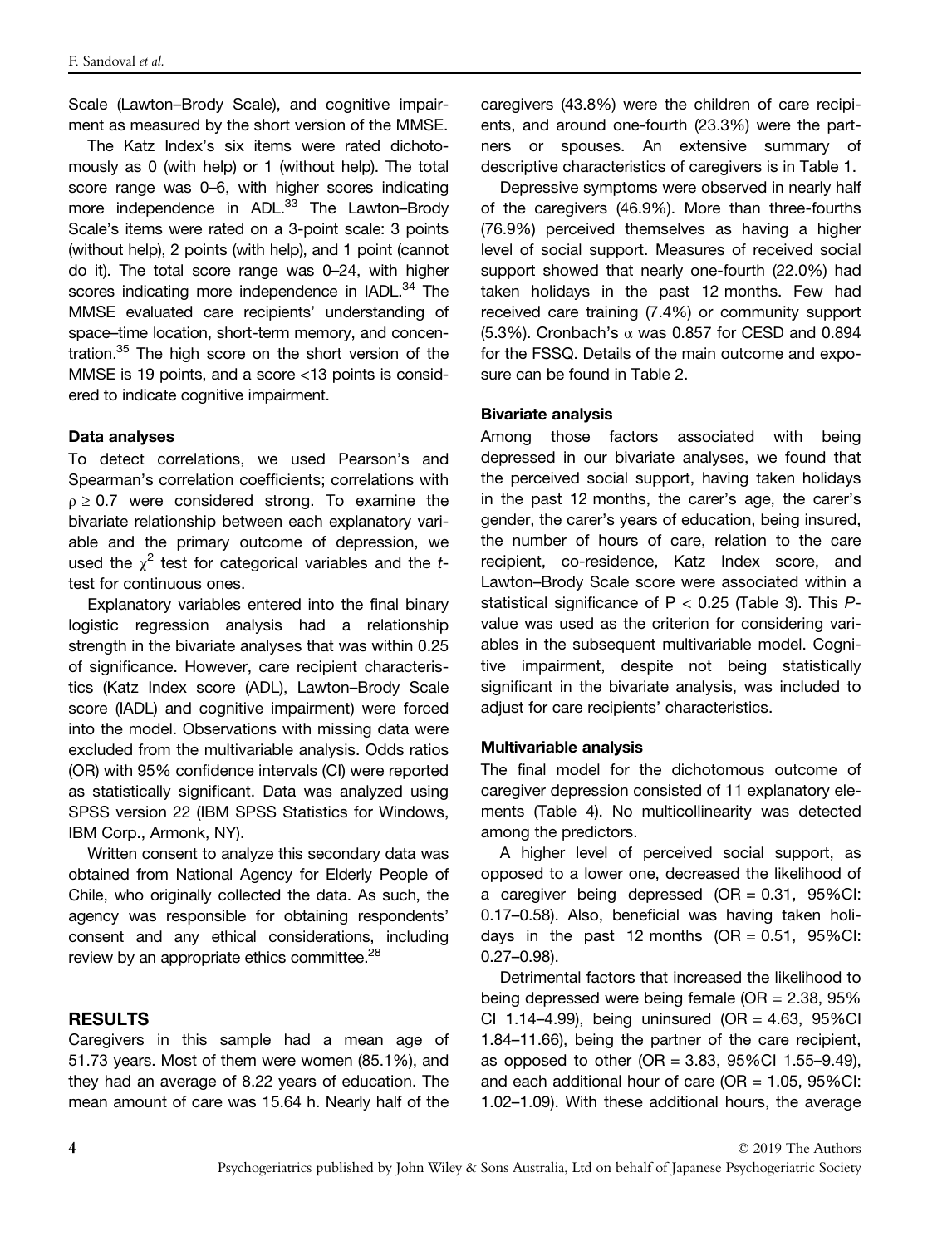Scale (Lawton–Brody Scale), and cognitive impairment as measured by the short version of the MMSE.

The Katz Index's six items were rated dichotomously as 0 (with help) or 1 (without help). The total score range was 0–6, with higher scores indicating more independence in ADL.[33] The Lawton–Brody Scale's items were rated on a 3-point scale: 3 points (without help), 2 points (with help), and 1 point (cannot do it). The total score range was 0–24, with higher scores indicating more independence in IADL.[34] The MMSE evaluated care recipients' understanding of space–time location, short-term memory, and concentration.[35] The high score on the short version of the MMSE is 19 points, and a score <13 points is considered to indicate cognitive impairment.

### Data analyses

To detect correlations, we used Pearson's and Spearman's correlation coefficients; correlations with $\rho \geq 0.7$ were considered strong. To examine the bivariate relationship between each explanatory variable and the primary outcome of depression, we used the $\chi^2$ test for categorical variables and the *t*-test for continuous ones.

Explanatory variables entered into the final binary logistic regression analysis had a relationship strength in the bivariate analyses that was within 0.25 of significance. However, care recipient characteristics (Katz Index score (ADL), Lawton–Brody Scale score (IADL) and cognitive impairment) were forced into the model. Observations with missing data were excluded from the multivariable analysis. Odds ratios (OR) with 95% confidence intervals (CI) were reported as statistically significant. Data was analyzed using SPSS version 22 (IBM SPSS Statistics for Windows, IBM Corp., Armonk, NY).

Written consent to analyze this secondary data was obtained from National Agency for Elderly People of Chile, who originally collected the data. As such, the agency was responsible for obtaining respondents' consent and any ethical considerations, including review by an appropriate ethics committee.[28]

## RESULTS

Caregivers in this sample had a mean age of 51.73 years. Most of them were women (85.1%), and they had an average of 8.22 years of education. The mean amount of care was 15.64 h. Nearly half of the caregivers (43.8%) were the children of care recipients, and around one-fourth (23.3%) were the partners or spouses. An extensive summary of descriptive characteristics of caregivers is in Table 1.

Depressive symptoms were observed in nearly half of the caregivers (46.9%). More than three-fourths (76.9%) perceived themselves as having a higher level of social support. Measures of received social support showed that nearly one-fourth (22.0%) had taken holidays in the past 12 months. Few had received care training (7.4%) or community support (5.3%). Cronbach's $\alpha$ was 0.857 for CESD and 0.894 for the FSSQ. Details of the main outcome and exposure can be found in Table 2.

### Bivariate analysis

Among those factors associated with being depressed in our bivariate analyses, we found that the perceived social support, having taken holidays in the past 12 months, the carer's age, the carer's gender, the carer's years of education, being insured, the number of hours of care, relation to the care recipient, co-residence, Katz Index score, and Lawton–Brody Scale score were associated within a statistical significance of $P < 0.25$ (Table 3). This *P*-value was used as the criterion for considering variables in the subsequent multivariable model. Cognitive impairment, despite not being statistically significant in the bivariate analysis, was included to adjust for care recipients' characteristics.

### Multivariable analysis

The final model for the dichotomous outcome of caregiver depression consisted of 11 explanatory elements (Table 4). No multicollinearity was detected among the predictors.

A higher level of perceived social support, as opposed to a lower one, decreased the likelihood of a caregiver being depressed (OR = 0.31, 95%CI: 0.17–0.58). Also, beneficial was having taken holidays in the past 12 months (OR = 0.51, 95%CI: 0.27–0.98).

Detrimental factors that increased the likelihood to being depressed were being female (OR = 2.38, 95% CI 1.14–4.99), being uninsured (OR = 4.63, 95%CI 1.84–11.66), being the partner of the care recipient, as opposed to other (OR = 3.83, 95%CI 1.55–9.49), and each additional hour of care (OR = 1.05, 95%CI: 1.02–1.09). With these additional hours, the average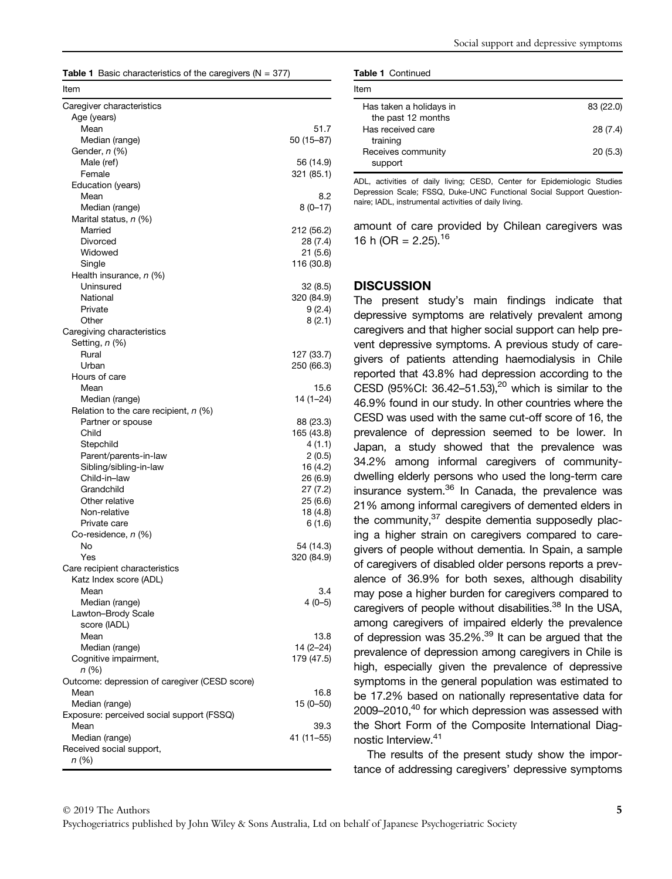**Table 1** Basic characteristics of the caregivers (N = 377)

| Item | |
|---|---|
| Caregiver characteristics | |
| Age (years) | |
| Mean | 51.7 |
| Median (range) | 50 (15–87) |
| Gender, *n* (%) | |
| Male (ref) | 56 (14.9) |
| Female | 321 (85.1) |
| Education (years) | |
| Mean | 8.2 |
| Median (range) | 8 (0–17) |
| Marital status, *n* (%) | |
| Married | 212 (56.2) |
| Divorced | 28 (7.4) |
| Widowed | 21 (5.6) |
| Single | 116 (30.8) |
| Health insurance, *n* (%) | |
| Uninsured | 32 (8.5) |
| National | 320 (84.9) |
| Private | 9 (2.4) |
| Other | 8 (2.1) |
| Caregiving characteristics | |
| Setting, *n* (%) | |
| Rural | 127 (33.7) |
| Urban | 250 (66.3) |
| Hours of care | |
| Mean | 15.6 |
| Median (range) | 14 (1–24) |
| Relation to the care recipient, *n* (%) | |
| Partner or spouse | 88 (23.3) |
| Child | 165 (43.8) |
| Stepchild | 4 (1.1) |
| Parent/parents-in-law | 2 (0.5) |
| Sibling/sibling-in-law | 16 (4.2) |
| Child-in–law | 26 (6.9) |
| Grandchild | 27 (7.2) |
| Other relative | 25 (6.6) |
| Non-relative | 18 (4.8) |
| Private care | 6 (1.6) |
| Co-residence, *n* (%) | |
| No | 54 (14.3) |
| Yes | 320 (84.9) |
| Care recipient characteristics | |
| Katz Index score (ADL) | |
| Mean | 3.4 |
| Median (range) | 4 (0–5) |
| Lawton–Brody Scale score (IADL) | |
| Mean | 13.8 |
| Median (range) | 14 (2–24) |
| Cognitive impairment, *n* (%) | 179 (47.5) |
| Outcome: depression of caregiver (CESD score) | |
| Mean | 16.8 |
| Median (range) | 15 (0–50) |
| Exposure: perceived social support (FSSQ) | |
| Mean | 39.3 |
| Median (range) | 41 (11–55) |
| Received social support, *n* (%) | |
| Has taken a holidays in the past 12 months | 83 (22.0) |
| Has received care training | 28 (7.4) |
| Receives community support | 20 (5.3) |

ADL, activities of daily living; CESD, Center for Epidemiologic Studies Depression Scale; FSSQ, Duke-UNC Functional Social Support Questionnaire; IADL, instrumental activities of daily living.

amount of care provided by Chilean caregivers was 16 h (OR = 2.25).[16]

## DISCUSSION

The present study's main findings indicate that depressive symptoms are relatively prevalent among caregivers and that higher social support can help prevent depressive symptoms. A previous study of caregivers of patients attending haemodialysis in Chile reported that 43.8% had depression according to the CESD (95%CI: 36.42–51.53),[20] which is similar to the 46.9% found in our study. In other countries where the CESD was used with the same cut-off score of 16, the prevalence of depression seemed to be lower. In Japan, a study showed that the prevalence was 34.2% among informal caregivers of community-dwelling elderly persons who used the long-term care insurance system.[36] In Canada, the prevalence was 21% among informal caregivers of demented elders in the community,[37] despite dementia supposedly placing a higher strain on caregivers compared to caregivers of people without dementia. In Spain, a sample of caregivers of disabled older persons reports a prevalence of 36.9% for both sexes, although disability may pose a higher burden for caregivers compared to caregivers of people without disabilities.[38] In the USA, among caregivers of impaired elderly the prevalence of depression was 35.2%.[39] It can be argued that the prevalence of depression among caregivers in Chile is high, especially given the prevalence of depressive symptoms in the general population was estimated to be 17.2% based on nationally representative data for 2009–2010,[40] for which depression was assessed with the Short Form of the Composite International Diagnostic Interview.[41]

The results of the present study show the importance of addressing caregivers' depressive symptoms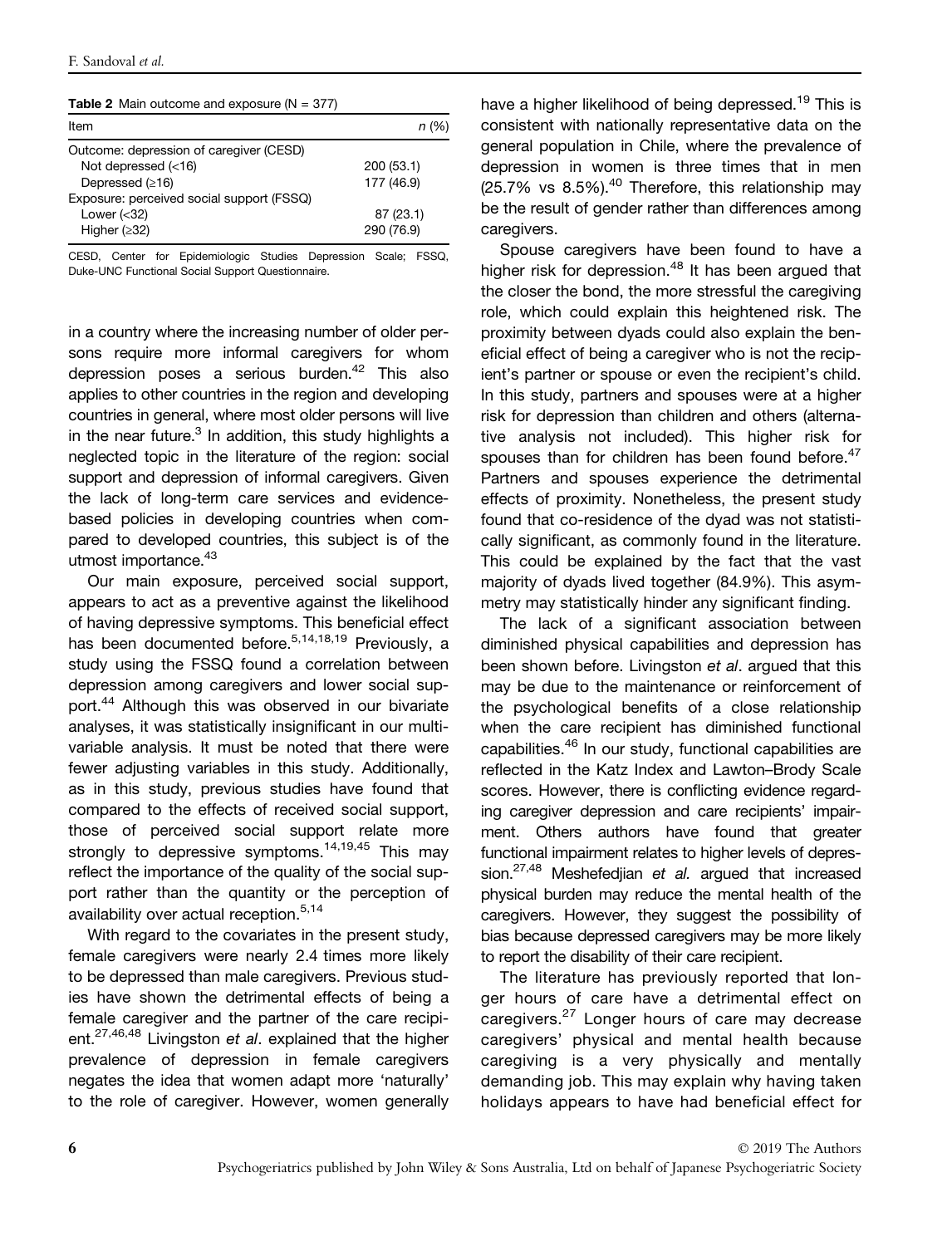**Table 2** Main outcome and exposure (N = 377)

| Item | n (%) |
|---|---|
| Outcome: depression of caregiver (CESD) | |
| Not depressed (<16) | 200 (53.1) |
| Depressed (≥16) | 177 (46.9) |
| Exposure: perceived social support (FSSQ) | |
| Lower (<32) | 87 (23.1) |
| Higher (≥32) | 290 (76.9) |

CESD, Center for Epidemiologic Studies Depression Scale; FSSQ, Duke-UNC Functional Social Support Questionnaire.

in a country where the increasing number of older persons require more informal caregivers for whom depression poses a serious burden.[42] This also applies to other countries in the region and developing countries in general, where most older persons will live in the near future.[3] In addition, this study highlights a neglected topic in the literature of the region: social support and depression of informal caregivers. Given the lack of long-term care services and evidence-based policies in developing countries when compared to developed countries, this subject is of the utmost importance.[43]

Our main exposure, perceived social support, appears to act as a preventive against the likelihood of having depressive symptoms. This beneficial effect has been documented before.[5,14,18,19] Previously, a study using the FSSQ found a correlation between depression among caregivers and lower social support.[44] Although this was observed in our bivariate analyses, it was statistically insignificant in our multivariable analysis. It must be noted that there were fewer adjusting variables in this study. Additionally, as in this study, previous studies have found that compared to the effects of received social support, those of perceived social support relate more strongly to depressive symptoms.[14,19,45] This may reflect the importance of the quality of the social support rather than the quantity or the perception of availability over actual reception.[5,14]

With regard to the covariates in the present study, female caregivers were nearly 2.4 times more likely to be depressed than male caregivers. Previous studies have shown the detrimental effects of being a female caregiver and the partner of the care recipient.[27,46,48] Livingston *et al*. explained that the higher prevalence of depression in female caregivers negates the idea that women adapt more 'naturally' to the role of caregiver. However, women generally have a higher likelihood of being depressed.[19] This is consistent with nationally representative data on the general population in Chile, where the prevalence of depression in women is three times that in men (25.7% vs 8.5%).[40] Therefore, this relationship may be the result of gender rather than differences among caregivers.

Spouse caregivers have been found to have a higher risk for depression.[48] It has been argued that the closer the bond, the more stressful the caregiving role, which could explain this heightened risk. The proximity between dyads could also explain the beneficial effect of being a caregiver who is not the recipient's partner or spouse or even the recipient's child. In this study, partners and spouses were at a higher risk for depression than children and others (alternative analysis not included). This higher risk for spouses than for children has been found before.[47] Partners and spouses experience the detrimental effects of proximity. Nonetheless, the present study found that co-residence of the dyad was not statistically significant, as commonly found in the literature. This could be explained by the fact that the vast majority of dyads lived together (84.9%). This asymmetry may statistically hinder any significant finding.

The lack of a significant association between diminished physical capabilities and depression has been shown before. Livingston *et al*. argued that this may be due to the maintenance or reinforcement of the psychological benefits of a close relationship when the care recipient has diminished functional capabilities.[46] In our study, functional capabilities are reflected in the Katz Index and Lawton–Brody Scale scores. However, there is conflicting evidence regarding caregiver depression and care recipients' impairment. Others authors have found that greater functional impairment relates to higher levels of depression.[27,48] Meshefedjian *et al.* argued that increased physical burden may reduce the mental health of the caregivers. However, they suggest the possibility of bias because depressed caregivers may be more likely to report the disability of their care recipient.

The literature has previously reported that longer hours of care have a detrimental effect on caregivers.[27] Longer hours of care may decrease caregivers' physical and mental health because caregiving is a very physically and mentally demanding job. This may explain why having taken holidays appears to have had beneficial effect for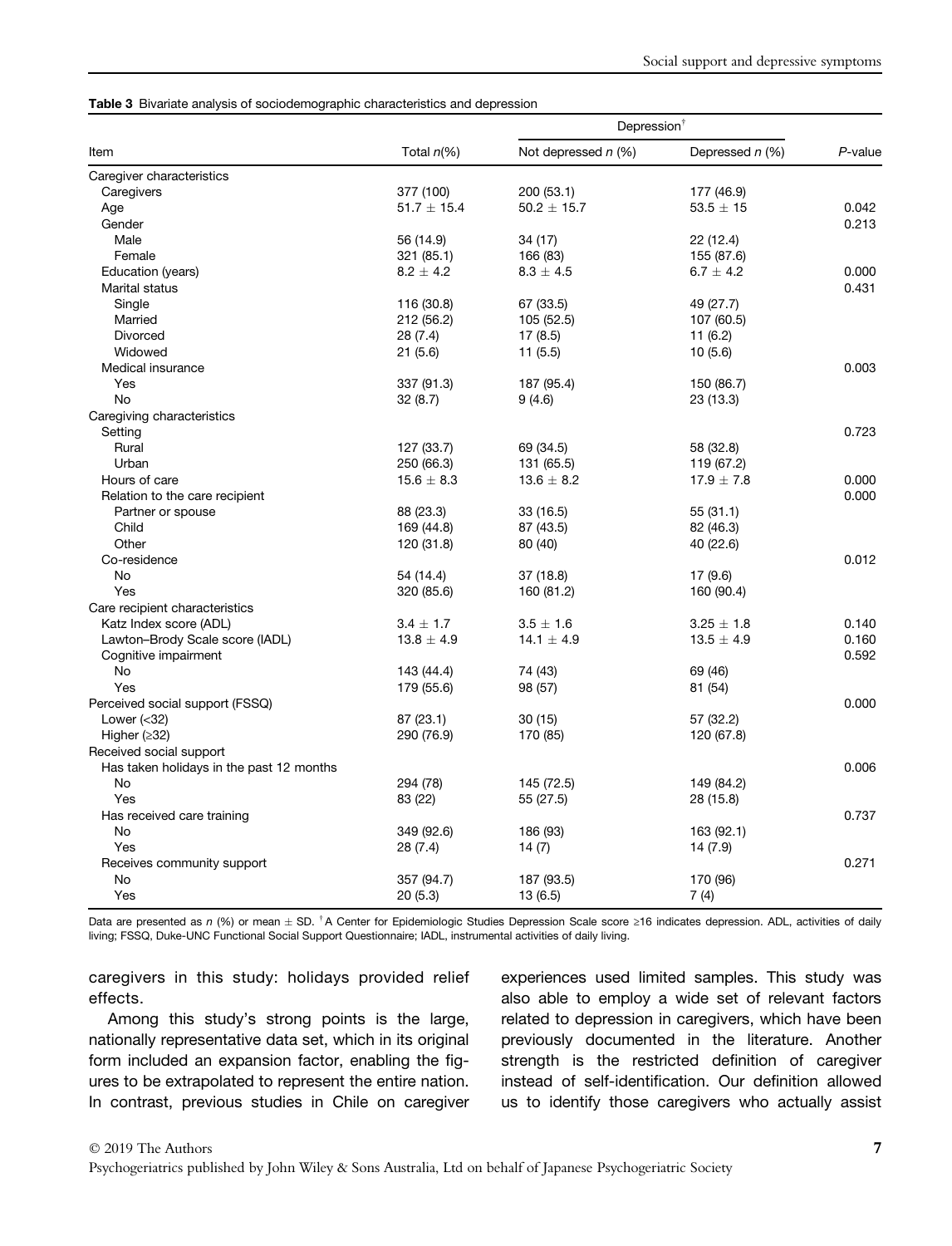**Table 3** Bivariate analysis of sociodemographic characteristics and depression

| Item | Total *n*(%) | Depression† | | *P*-value |
|---|---|---|---|---|
| | | Not depressed *n* (%) | Depressed *n* (%) | |
| Caregiver characteristics | | | | |
| Caregivers | 377 (100) | 200 (53.1) | 177 (46.9) | |
| Age | 51.7 ± 15.4 | 50.2 ± 15.7 | 53.5 ± 15 | 0.042 |
| Gender | | | | 0.213 |
| Male | 56 (14.9) | 34 (17) | 22 (12.4) | |
| Female | 321 (85.1) | 166 (83) | 155 (87.6) | |
| Education (years) | 8.2 ± 4.2 | 8.3 ± 4.5 | 6.7 ± 4.2 | 0.000 |
| Marital status | | | | 0.431 |
| Single | 116 (30.8) | 67 (33.5) | 49 (27.7) | |
| Married | 212 (56.2) | 105 (52.5) | 107 (60.5) | |
| Divorced | 28 (7.4) | 17 (8.5) | 11 (6.2) | |
| Widowed | 21 (5.6) | 11 (5.5) | 10 (5.6) | |
| Medical insurance | | | | 0.003 |
| Yes | 337 (91.3) | 187 (95.4) | 150 (86.7) | |
| No | 32 (8.7) | 9 (4.6) | 23 (13.3) | |
| Caregiving characteristics | | | | |
| Setting | | | | 0.723 |
| Rural | 127 (33.7) | 69 (34.5) | 58 (32.8) | |
| Urban | 250 (66.3) | 131 (65.5) | 119 (67.2) | |
| Hours of care | 15.6 ± 8.3 | 13.6 ± 8.2 | 17.9 ± 7.8 | 0.000 |
| Relation to the care recipient | | | | 0.000 |
| Partner or spouse | 88 (23.3) | 33 (16.5) | 55 (31.1) | |
| Child | 169 (44.8) | 87 (43.5) | 82 (46.3) | |
| Other | 120 (31.8) | 80 (40) | 40 (22.6) | |
| Co-residence | | | | 0.012 |
| No | 54 (14.4) | 37 (18.8) | 17 (9.6) | |
| Yes | 320 (85.6) | 160 (81.2) | 160 (90.4) | |
| Care recipient characteristics | | | | |
| Katz Index score (ADL) | 3.4 ± 1.7 | 3.5 ± 1.6 | 3.25 ± 1.8 | 0.140 |
| Lawton–Brody Scale score (IADL) | 13.8 ± 4.9 | 14.1 ± 4.9 | 13.5 ± 4.9 | 0.160 |
| Cognitive impairment | | | | 0.592 |
| No | 143 (44.4) | 74 (43) | 69 (46) | |
| Yes | 179 (55.6) | 98 (57) | 81 (54) | |
| Perceived social support (FSSQ) | | | | 0.000 |
| Lower (<32) | 87 (23.1) | 30 (15) | 57 (32.2) | |
| Higher (≥32) | 290 (76.9) | 170 (85) | 120 (67.8) | |
| Received social support | | | | |
| Has taken holidays in the past 12 months | | | | 0.006 |
| No | 294 (78) | 145 (72.5) | 149 (84.2) | |
| Yes | 83 (22) | 55 (27.5) | 28 (15.8) | |
| Has received care training | | | | 0.737 |
| No | 349 (92.6) | 186 (93) | 163 (92.1) | |
| Yes | 28 (7.4) | 14 (7) | 14 (7.9) | |
| Receives community support | | | | 0.271 |
| No | 357 (94.7) | 187 (93.5) | 170 (96) | |
| Yes | 20 (5.3) | 13 (6.5) | 7 (4) | |

Data are presented as *n* (%) or mean ± SD. †A Center for Epidemiologic Studies Depression Scale score ≥16 indicates depression. ADL, activities of daily living; FSSQ, Duke-UNC Functional Social Support Questionnaire; IADL, instrumental activities of daily living.

caregivers in this study: holidays provided relief effects.

Among this study's strong points is the large, nationally representative data set, which in its original form included an expansion factor, enabling the figures to be extrapolated to represent the entire nation. In contrast, previous studies in Chile on caregiver experiences used limited samples. This study was also able to employ a wide set of relevant factors related to depression in caregivers, which have been previously documented in the literature. Another strength is the restricted definition of caregiver instead of self-identification. Our definition allowed us to identify those caregivers who actually assist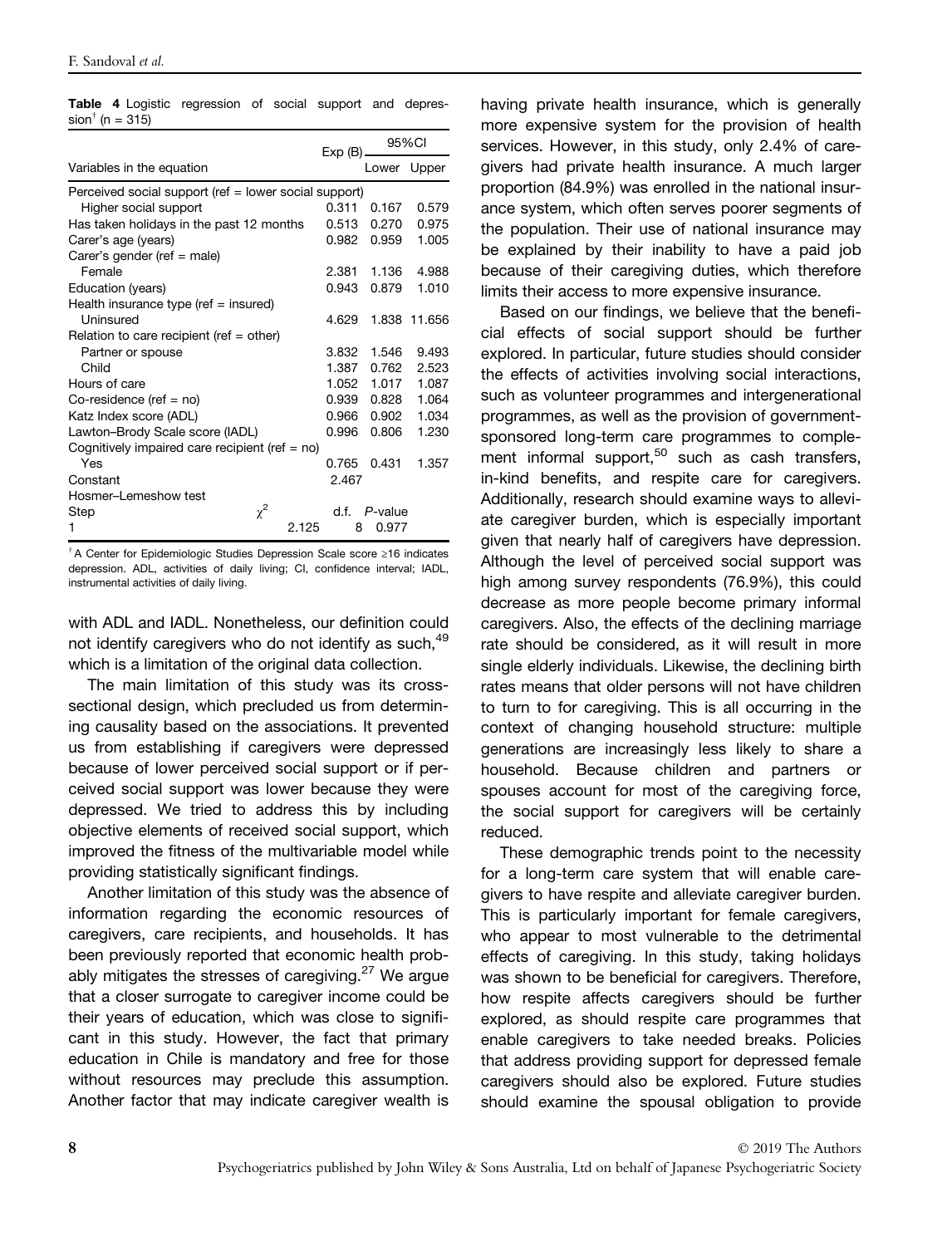**Table 4** Logistic regression of social support and depression[†] (n = 315)

| Variables in the equation | Exp (B) | 95%CI Lower | 95%CI Upper |
|---|---|---|---|
| Perceived social support (ref = lower social support) | | | |
| Higher social support | 0.311 | 0.167 | 0.579 |
| Has taken holidays in the past 12 months | 0.513 | 0.270 | 0.975 |
| Carer's age (years) | 0.982 | 0.959 | 1.005 |
| Carer's gender (ref = male) | | | |
| Female | 2.381 | 1.136 | 4.988 |
| Education (years) | 0.943 | 0.879 | 1.010 |
| Health insurance type (ref = insured) | | | |
| Uninsured | 4.629 | 1.838 | 11.656 |
| Relation to care recipient (ref = other) | | | |
| Partner or spouse | 3.832 | 1.546 | 9.493 |
| Child | 1.387 | 0.762 | 2.523 |
| Hours of care | 1.052 | 1.017 | 1.087 |
| Co-residence (ref = no) | 0.939 | 0.828 | 1.064 |
| Katz Index score (ADL) | 0.966 | 0.902 | 1.034 |
| Lawton–Brody Scale score (IADL) | 0.996 | 0.806 | 1.230 |
| Cognitively impaired care recipient (ref = no) | | | |
| Yes | 0.765 | 0.431 | 1.357 |
| Constant | 2.467 | | |
| Hosmer–Lemeshow test | | | |
| Step $\chi^2$ | d.f. | *P*-value | |
| 1 2.125 | 8 | 0.977 | |

[†] A Center for Epidemiologic Studies Depression Scale score ≥16 indicates depression. ADL, activities of daily living; CI, confidence interval; IADL, instrumental activities of daily living.

with ADL and IADL. Nonetheless, our definition could not identify caregivers who do not identify as such,[49] which is a limitation of the original data collection.

The main limitation of this study was its cross-sectional design, which precluded us from determining causality based on the associations. It prevented us from establishing if caregivers were depressed because of lower perceived social support or if perceived social support was lower because they were depressed. We tried to address this by including objective elements of received social support, which improved the fitness of the multivariable model while providing statistically significant findings.

Another limitation of this study was the absence of information regarding the economic resources of caregivers, care recipients, and households. It has been previously reported that economic health probably mitigates the stresses of caregiving.[27] We argue that a closer surrogate to caregiver income could be their years of education, which was close to significant in this study. However, the fact that primary education in Chile is mandatory and free for those without resources may preclude this assumption. Another factor that may indicate caregiver wealth is having private health insurance, which is generally more expensive system for the provision of health services. However, in this study, only 2.4% of caregivers had private health insurance. A much larger proportion (84.9%) was enrolled in the national insurance system, which often serves poorer segments of the population. Their use of national insurance may be explained by their inability to have a paid job because of their caregiving duties, which therefore limits their access to more expensive insurance.

Based on our findings, we believe that the beneficial effects of social support should be further explored. In particular, future studies should consider the effects of activities involving social interactions, such as volunteer programmes and intergenerational programmes, as well as the provision of government-sponsored long-term care programmes to complement informal support,[50] such as cash transfers, in-kind benefits, and respite care for caregivers. Additionally, research should examine ways to alleviate caregiver burden, which is especially important given that nearly half of caregivers have depression. Although the level of perceived social support was high among survey respondents (76.9%), this could decrease as more people become primary informal caregivers. Also, the effects of the declining marriage rate should be considered, as it will result in more single elderly individuals. Likewise, the declining birth rates means that older persons will not have children to turn to for caregiving. This is all occurring in the context of changing household structure: multiple generations are increasingly less likely to share a household. Because children and partners or spouses account for most of the caregiving force, the social support for caregivers will be certainly reduced.

These demographic trends point to the necessity for a long-term care system that will enable caregivers to have respite and alleviate caregiver burden. This is particularly important for female caregivers, who appear to most vulnerable to the detrimental effects of caregiving. In this study, taking holidays was shown to be beneficial for caregivers. Therefore, how respite affects caregivers should be further explored, as should respite care programmes that enable caregivers to take needed breaks. Policies that address providing support for depressed female caregivers should also be explored. Future studies should examine the spousal obligation to provide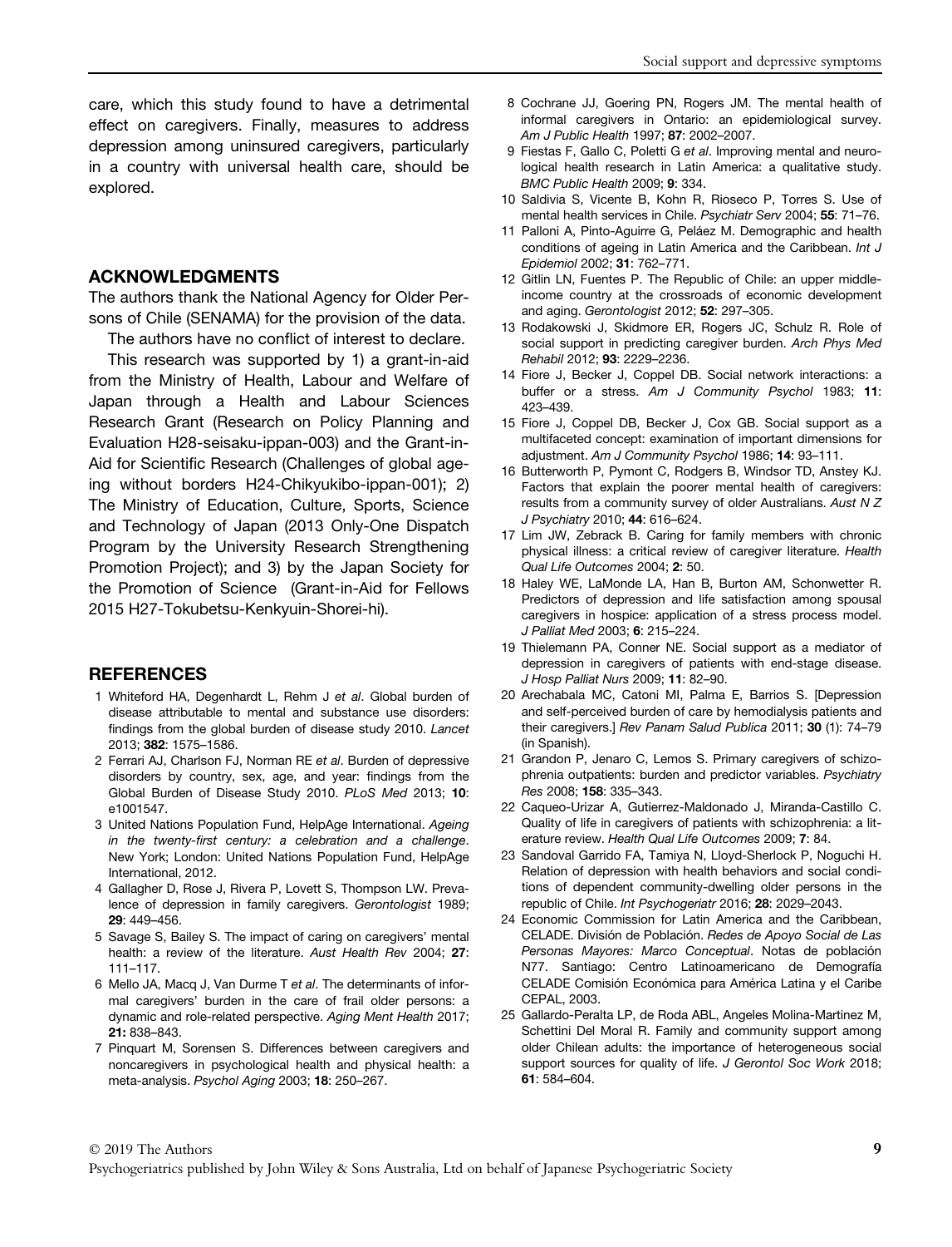care, which this study found to have a detrimental effect on caregivers. Finally, measures to address depression among uninsured caregivers, particularly in a country with universal health care, should be explored.

## ACKNOWLEDGMENTS

The authors thank the National Agency for Older Persons of Chile (SENAMA) for the provision of the data.

The authors have no conflict of interest to declare.

This research was supported by 1) a grant-in-aid from the Ministry of Health, Labour and Welfare of Japan through a Health and Labour Sciences Research Grant (Research on Policy Planning and Evaluation H28-seisaku-ippan-003) and the Grant-in-Aid for Scientific Research (Challenges of global ageing without borders H24-Chikyukibo-ippan-001); 2) The Ministry of Education, Culture, Sports, Science and Technology of Japan (2013 Only-One Dispatch Program by the University Research Strengthening Promotion Project); and 3) by the Japan Society for the Promotion of Science (Grant-in-Aid for Fellows 2015 H27-Tokubetsu-Kenkyuin-Shorei-hi).

## REFERENCES

1 Whiteford HA, Degenhardt L, Rehm J *et al*. Global burden of disease attributable to mental and substance use disorders: findings from the global burden of disease study 2010. *Lancet* 2013; **382**: 1575–1586.

2 Ferrari AJ, Charlson FJ, Norman RE *et al*. Burden of depressive disorders by country, sex, age, and year: findings from the Global Burden of Disease Study 2010. *PLoS Med* 2013; **10**: e1001547.

3 United Nations Population Fund, HelpAge International. *Ageing in the twenty-first century: a celebration and a challenge*. New York; London: United Nations Population Fund, HelpAge International, 2012.

4 Gallagher D, Rose J, Rivera P, Lovett S, Thompson LW. Prevalence of depression in family caregivers. *Gerontologist* 1989; **29**: 449–456.

5 Savage S, Bailey S. The impact of caring on caregivers' mental health: a review of the literature. *Aust Health Rev* 2004; **27**: 111–117.

6 Mello JA, Macq J, Van Durme T *et al*. The determinants of informal caregivers' burden in the care of frail older persons: a dynamic and role-related perspective. *Aging Ment Health* 2017; **21:** 838–843.

7 Pinquart M, Sorensen S. Differences between caregivers and noncaregivers in psychological health and physical health: a meta-analysis. *Psychol Aging* 2003; **18**: 250–267.

8 Cochrane JJ, Goering PN, Rogers JM. The mental health of informal caregivers in Ontario: an epidemiological survey. *Am J Public Health* 1997; **87**: 2002–2007.

9 Fiestas F, Gallo C, Poletti G *et al*. Improving mental and neurological health research in Latin America: a qualitative study. *BMC Public Health* 2009; **9**: 334.

10 Saldivia S, Vicente B, Kohn R, Rioseco P, Torres S. Use of mental health services in Chile. *Psychiatr Serv* 2004; **55**: 71–76.

11 Palloni A, Pinto-Aguirre G, Peláez M. Demographic and health conditions of ageing in Latin America and the Caribbean. *Int J Epidemiol* 2002; **31**: 762–771.

12 Gitlin LN, Fuentes P. The Republic of Chile: an upper middle-income country at the crossroads of economic development and aging. *Gerontologist* 2012; **52**: 297–305.

13 Rodakowski J, Skidmore ER, Rogers JC, Schulz R. Role of social support in predicting caregiver burden. *Arch Phys Med Rehabil* 2012; **93**: 2229–2236.

14 Fiore J, Becker J, Coppel DB. Social network interactions: a buffer or a stress. *Am J Community Psychol* 1983; **11**: 423–439.

15 Fiore J, Coppel DB, Becker J, Cox GB. Social support as a multifaceted concept: examination of important dimensions for adjustment. *Am J Community Psychol* 1986; **14**: 93–111.

16 Butterworth P, Pymont C, Rodgers B, Windsor TD, Anstey KJ. Factors that explain the poorer mental health of caregivers: results from a community survey of older Australians. *Aust N Z J Psychiatry* 2010; **44**: 616–624.

17 Lim JW, Zebrack B. Caring for family members with chronic physical illness: a critical review of caregiver literature. *Health Qual Life Outcomes* 2004; **2**: 50.

18 Haley WE, LaMonde LA, Han B, Burton AM, Schonwetter R. Predictors of depression and life satisfaction among spousal caregivers in hospice: application of a stress process model. *J Palliat Med* 2003; **6**: 215–224.

19 Thielemann PA, Conner NE. Social support as a mediator of depression in caregivers of patients with end-stage disease. *J Hosp Palliat Nurs* 2009; **11**: 82–90.

20 Arechabala MC, Catoni MI, Palma E, Barrios S. [Depression and self-perceived burden of care by hemodialysis patients and their caregivers.] *Rev Panam Salud Publica* 2011; **30** (1): 74–79 (in Spanish).

21 Grandon P, Jenaro C, Lemos S. Primary caregivers of schizophrenia outpatients: burden and predictor variables. *Psychiatry Res* 2008; **158**: 335–343.

22 Caqueo-Urizar A, Gutierrez-Maldonado J, Miranda-Castillo C. Quality of life in caregivers of patients with schizophrenia: a literature review. *Health Qual Life Outcomes* 2009; **7**: 84.

23 Sandoval Garrido FA, Tamiya N, Lloyd-Sherlock P, Noguchi H. Relation of depression with health behaviors and social conditions of dependent community-dwelling older persons in the republic of Chile. *Int Psychogeriatr* 2016; **28**: 2029–2043.

24 Economic Commission for Latin America and the Caribbean, CELADE. División de Población. *Redes de Apoyo Social de Las Personas Mayores: Marco Conceptual*. Notas de población N77. Santiago: Centro Latinoamericano de Demografía CELADE Comisión Económica para América Latina y el Caribe CEPAL, 2003.

25 Gallardo-Peralta LP, de Roda ABL, Angeles Molina-Martinez M, Schettini Del Moral R. Family and community support among older Chilean adults: the importance of heterogeneous social support sources for quality of life. *J Gerontol Soc Work* 2018; **61**: 584–604.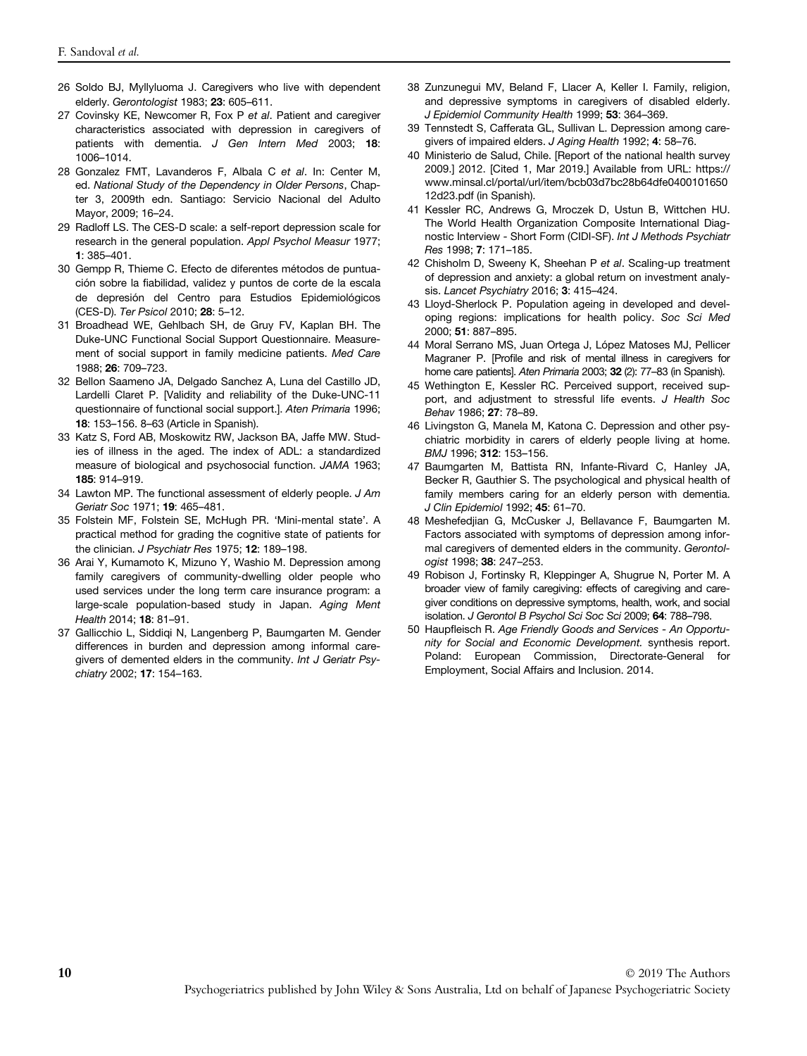26 Soldo BJ, Myllyluoma J. Caregivers who live with dependent elderly. *Gerontologist* 1983; **23**: 605–611.

27 Covinsky KE, Newcomer R, Fox P *et al*. Patient and caregiver characteristics associated with depression in caregivers of patients with dementia. *J Gen Intern Med* 2003; **18**: 1006–1014.

28 Gonzalez FMT, Lavanderos F, Albala C *et al*. In: Center M, ed. *National Study of the Dependency in Older Persons*, Chapter 3, 2009th edn. Santiago: Servicio Nacional del Adulto Mayor, 2009; 16–24.

29 Radloff LS. The CES-D scale: a self-report depression scale for research in the general population. *Appl Psychol Measur* 1977; **1**: 385–401.

30 Gempp R, Thieme C. Efecto de diferentes métodos de puntuación sobre la fiabilidad, validez y puntos de corte de la escala de depresión del Centro para Estudios Epidemiológicos (CES-D). *Ter Psicol* 2010; **28**: 5–12.

31 Broadhead WE, Gehlbach SH, de Gruy FV, Kaplan BH. The Duke-UNC Functional Social Support Questionnaire. Measurement of social support in family medicine patients. *Med Care* 1988; **26**: 709–723.

32 Bellon Saameno JA, Delgado Sanchez A, Luna del Castillo JD, Lardelli Claret P. [Validity and reliability of the Duke-UNC-11 questionnaire of functional social support.]. *Aten Primaria* 1996; **18**: 153–156. 8–63 (Article in Spanish).

33 Katz S, Ford AB, Moskowitz RW, Jackson BA, Jaffe MW. Studies of illness in the aged. The index of ADL: a standardized measure of biological and psychosocial function. *JAMA* 1963; **185**: 914–919.

34 Lawton MP. The functional assessment of elderly people. *J Am Geriatr Soc* 1971; **19**: 465–481.

35 Folstein MF, Folstein SE, McHugh PR. 'Mini-mental state'. A practical method for grading the cognitive state of patients for the clinician. *J Psychiatr Res* 1975; **12**: 189–198.

36 Arai Y, Kumamoto K, Mizuno Y, Washio M. Depression among family caregivers of community-dwelling older people who used services under the long term care insurance program: a large-scale population-based study in Japan. *Aging Ment Health* 2014; **18**: 81–91.

37 Gallicchio L, Siddiqi N, Langenberg P, Baumgarten M. Gender differences in burden and depression among informal caregivers of demented elders in the community. *Int J Geriatr Psychiatry* 2002; **17**: 154–163.

38 Zunzunegui MV, Beland F, Llacer A, Keller I. Family, religion, and depressive symptoms in caregivers of disabled elderly. *J Epidemiol Community Health* 1999; **53**: 364–369.

39 Tennstedt S, Cafferata GL, Sullivan L. Depression among caregivers of impaired elders. *J Aging Health* 1992; **4**: 58–76.

40 Ministerio de Salud, Chile. [Report of the national health survey 2009.] 2012. [Cited 1, Mar 2019.] Available from URL: https://www.minsal.cl/portal/url/item/bcb03d7bc28b64dfe040010165012d23.pdf (in Spanish).

41 Kessler RC, Andrews G, Mroczek D, Ustun B, Wittchen HU. The World Health Organization Composite International Diagnostic Interview - Short Form (CIDI-SF). *Int J Methods Psychiatr Res* 1998; **7**: 171–185.

42 Chisholm D, Sweeny K, Sheehan P *et al*. Scaling-up treatment of depression and anxiety: a global return on investment analysis. *Lancet Psychiatry* 2016; **3**: 415–424.

43 Lloyd-Sherlock P. Population ageing in developed and developing regions: implications for health policy. *Soc Sci Med* 2000; **51**: 887–895.

44 Moral Serrano MS, Juan Ortega J, López Matoses MJ, Pellicer Magraner P. [Profile and risk of mental illness in caregivers for home care patients]. *Aten Primaria* 2003; **32** (2): 77–83 (in Spanish).

45 Wethington E, Kessler RC. Perceived support, received support, and adjustment to stressful life events. *J Health Soc Behav* 1986; **27**: 78–89.

46 Livingston G, Manela M, Katona C. Depression and other psychiatric morbidity in carers of elderly people living at home. *BMJ* 1996; **312**: 153–156.

47 Baumgarten M, Battista RN, Infante-Rivard C, Hanley JA, Becker R, Gauthier S. The psychological and physical health of family members caring for an elderly person with dementia. *J Clin Epidemiol* 1992; **45**: 61–70.

48 Meshefedjian G, McCusker J, Bellavance F, Baumgarten M. Factors associated with symptoms of depression among informal caregivers of demented elders in the community. *Gerontologist* 1998; **38**: 247–253.

49 Robison J, Fortinsky R, Kleppinger A, Shugrue N, Porter M. A broader view of family caregiving: effects of caregiving and caregiver conditions on depressive symptoms, health, work, and social isolation. *J Gerontol B Psychol Sci Soc Sci* 2009; **64**: 788–798.

50 Haupfleisch R. *Age Friendly Goods and Services - An Opportunity for Social and Economic Development.* synthesis report. Poland: European Commission, Directorate-General for Employment, Social Affairs and Inclusion. 2014.